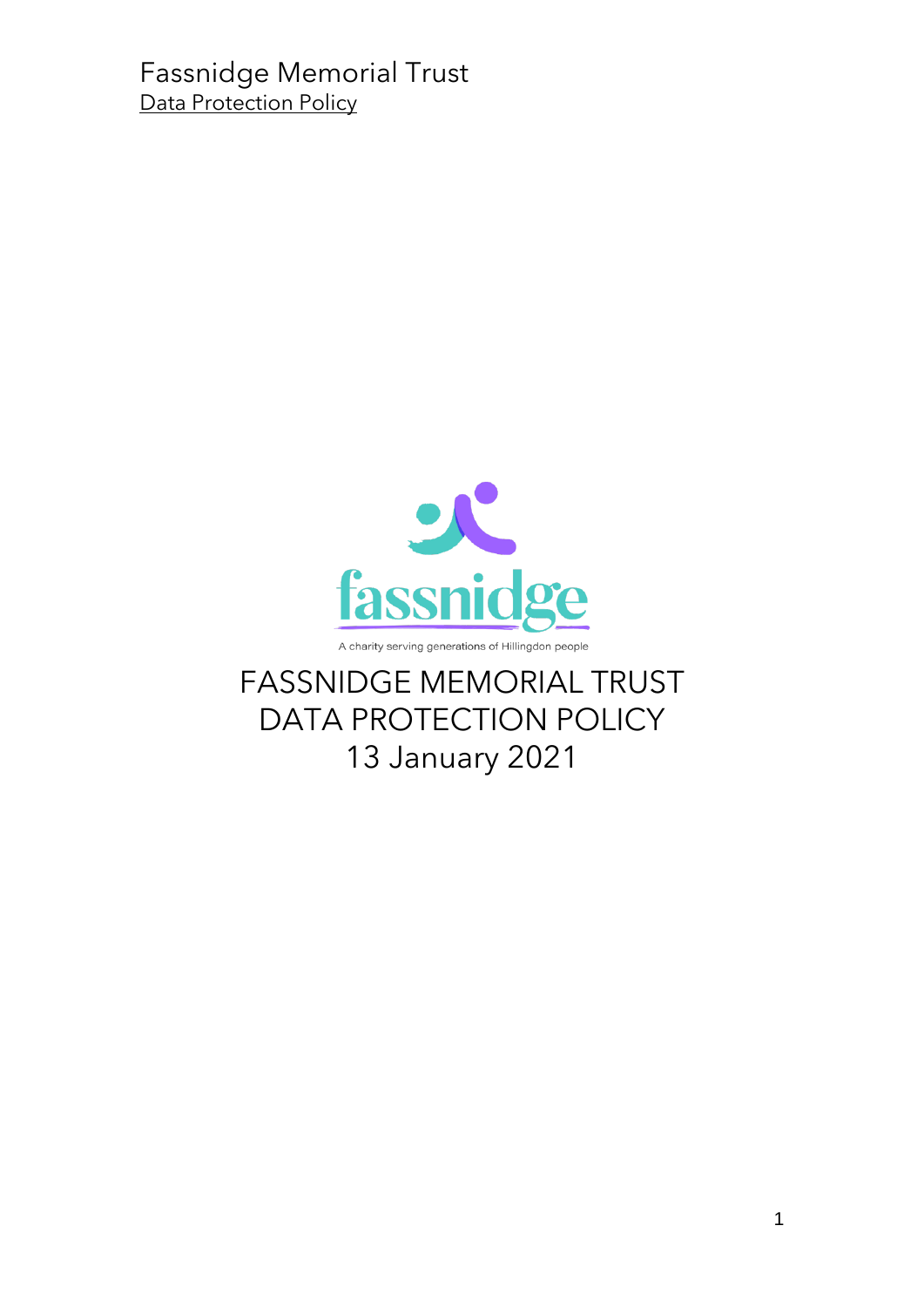Fassnidge Memorial Trust
Data Protection Policy

fassnidge

A charity serving generations of Hillingdon people

# FASSNIDGE MEMORIAL TRUST DATA PROTECTION POLICY 13 January 2021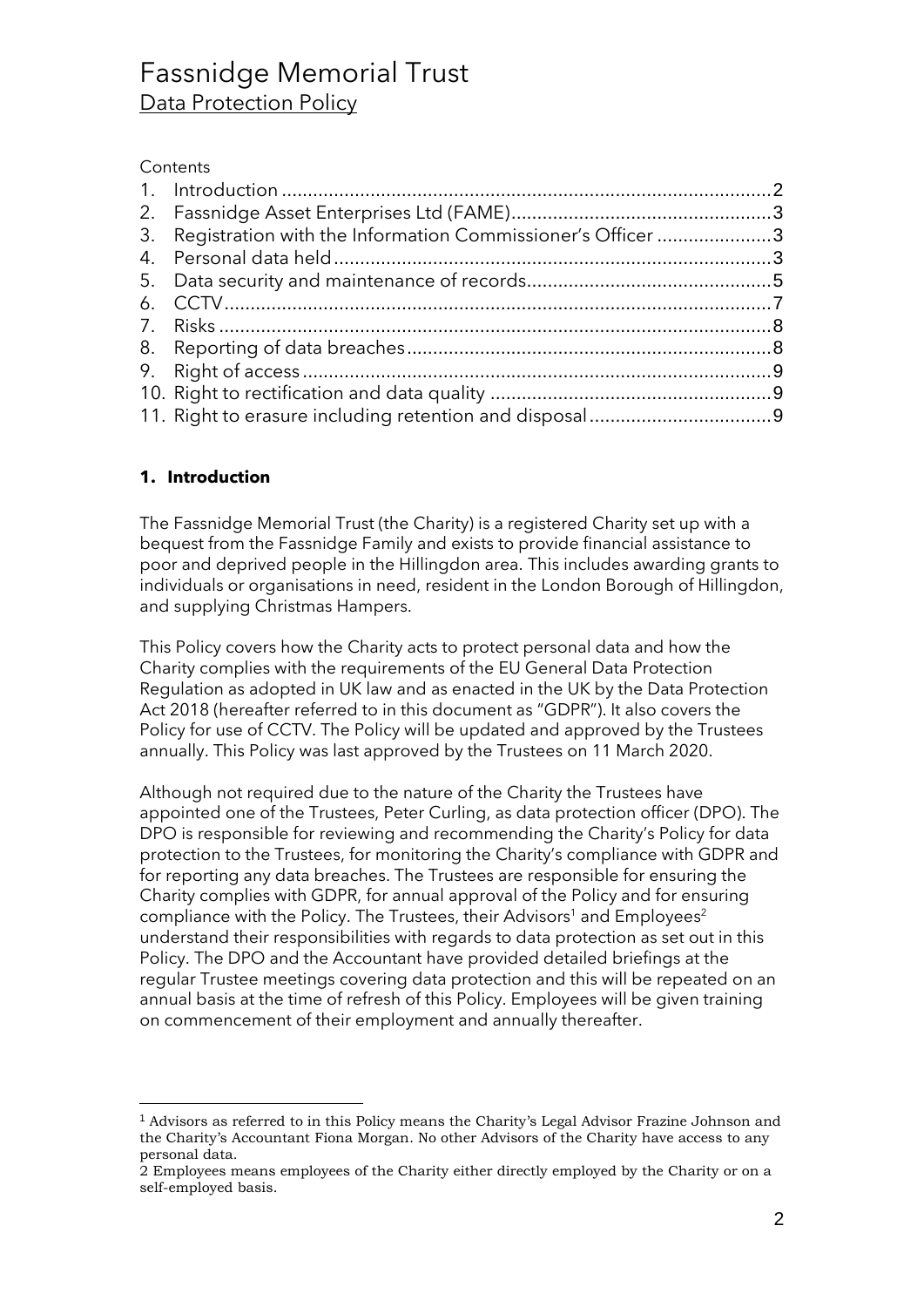# Fassnidge Memorial Trust

## Data Protection Policy

Contents

1. Introduction .......... 2
2. Fassnidge Asset Enterprises Ltd (FAME) .......... 3
3. Registration with the Information Commissioner's Officer .......... 3
4. Personal data held .......... 3
5. Data security and maintenance of records .......... 5
6. CCTV .......... 7
7. Risks .......... 8
8. Reporting of data breaches .......... 8
9. Right of access .......... 9
10. Right to rectification and data quality .......... 9
11. Right to erasure including retention and disposal .......... 9

### 1. Introduction

The Fassnidge Memorial Trust (the Charity) is a registered Charity set up with a bequest from the Fassnidge Family and exists to provide financial assistance to poor and deprived people in the Hillingdon area. This includes awarding grants to individuals or organisations in need, resident in the London Borough of Hillingdon, and supplying Christmas Hampers.

This Policy covers how the Charity acts to protect personal data and how the Charity complies with the requirements of the EU General Data Protection Regulation as adopted in UK law and as enacted in the UK by the Data Protection Act 2018 (hereafter referred to in this document as "GDPR"). It also covers the Policy for use of CCTV. The Policy will be updated and approved by the Trustees annually. This Policy was last approved by the Trustees on 11 March 2020.

Although not required due to the nature of the Charity the Trustees have appointed one of the Trustees, Peter Curling, as data protection officer (DPO). The DPO is responsible for reviewing and recommending the Charity's Policy for data protection to the Trustees, for monitoring the Charity's compliance with GDPR and for reporting any data breaches. The Trustees are responsible for ensuring the Charity complies with GDPR, for annual approval of the Policy and for ensuring compliance with the Policy. The Trustees, their Advisors[1] and Employees[2] understand their responsibilities with regards to data protection as set out in this Policy. The DPO and the Accountant have provided detailed briefings at the regular Trustee meetings covering data protection and this will be repeated on an annual basis at the time of refresh of this Policy. Employees will be given training on commencement of their employment and annually thereafter.

---

[1] Advisors as referred to in this Policy means the Charity's Legal Advisor Frazine Johnson and the Charity's Accountant Fiona Morgan. No other Advisors of the Charity have access to any personal data.

[2] Employees means employees of the Charity either directly employed by the Charity or on a self-employed basis.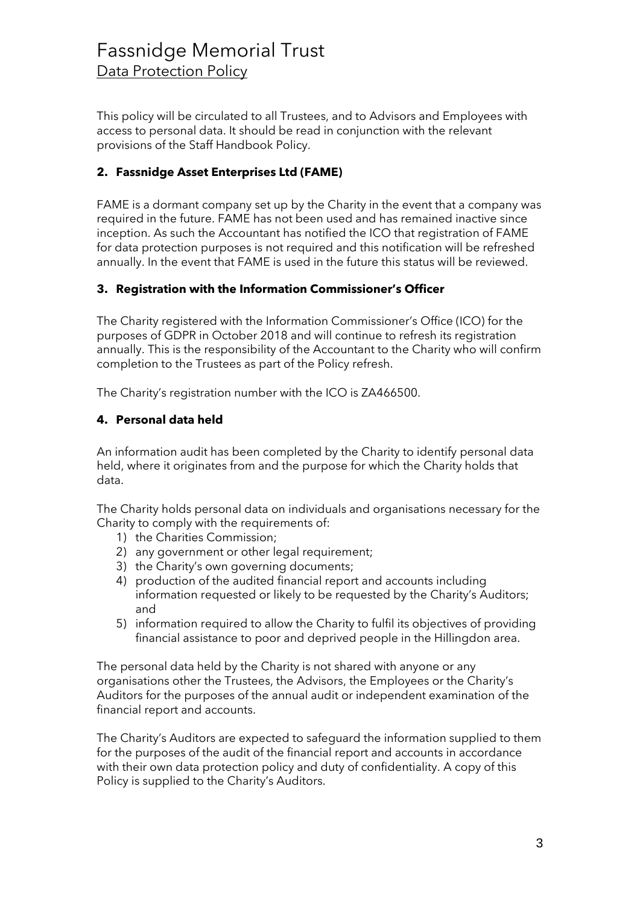This policy will be circulated to all Trustees, and to Advisors and Employees with access to personal data. It should be read in conjunction with the relevant provisions of the Staff Handbook Policy.

### 2. Fassnidge Asset Enterprises Ltd (FAME)

FAME is a dormant company set up by the Charity in the event that a company was required in the future. FAME has not been used and has remained inactive since inception. As such the Accountant has notified the ICO that registration of FAME for data protection purposes is not required and this notification will be refreshed annually. In the event that FAME is used in the future this status will be reviewed.

### 3. Registration with the Information Commissioner's Officer

The Charity registered with the Information Commissioner's Office (ICO) for the purposes of GDPR in October 2018 and will continue to refresh its registration annually. This is the responsibility of the Accountant to the Charity who will confirm completion to the Trustees as part of the Policy refresh.

The Charity's registration number with the ICO is ZA466500.

### 4. Personal data held

An information audit has been completed by the Charity to identify personal data held, where it originates from and the purpose for which the Charity holds that data.

The Charity holds personal data on individuals and organisations necessary for the Charity to comply with the requirements of:

1) the Charities Commission;
2) any government or other legal requirement;
3) the Charity's own governing documents;
4) production of the audited financial report and accounts including information requested or likely to be requested by the Charity's Auditors; and
5) information required to allow the Charity to fulfil its objectives of providing financial assistance to poor and deprived people in the Hillingdon area.

The personal data held by the Charity is not shared with anyone or any organisations other the Trustees, the Advisors, the Employees or the Charity's Auditors for the purposes of the annual audit or independent examination of the financial report and accounts.

The Charity's Auditors are expected to safeguard the information supplied to them for the purposes of the audit of the financial report and accounts in accordance with their own data protection policy and duty of confidentiality. A copy of this Policy is supplied to the Charity's Auditors.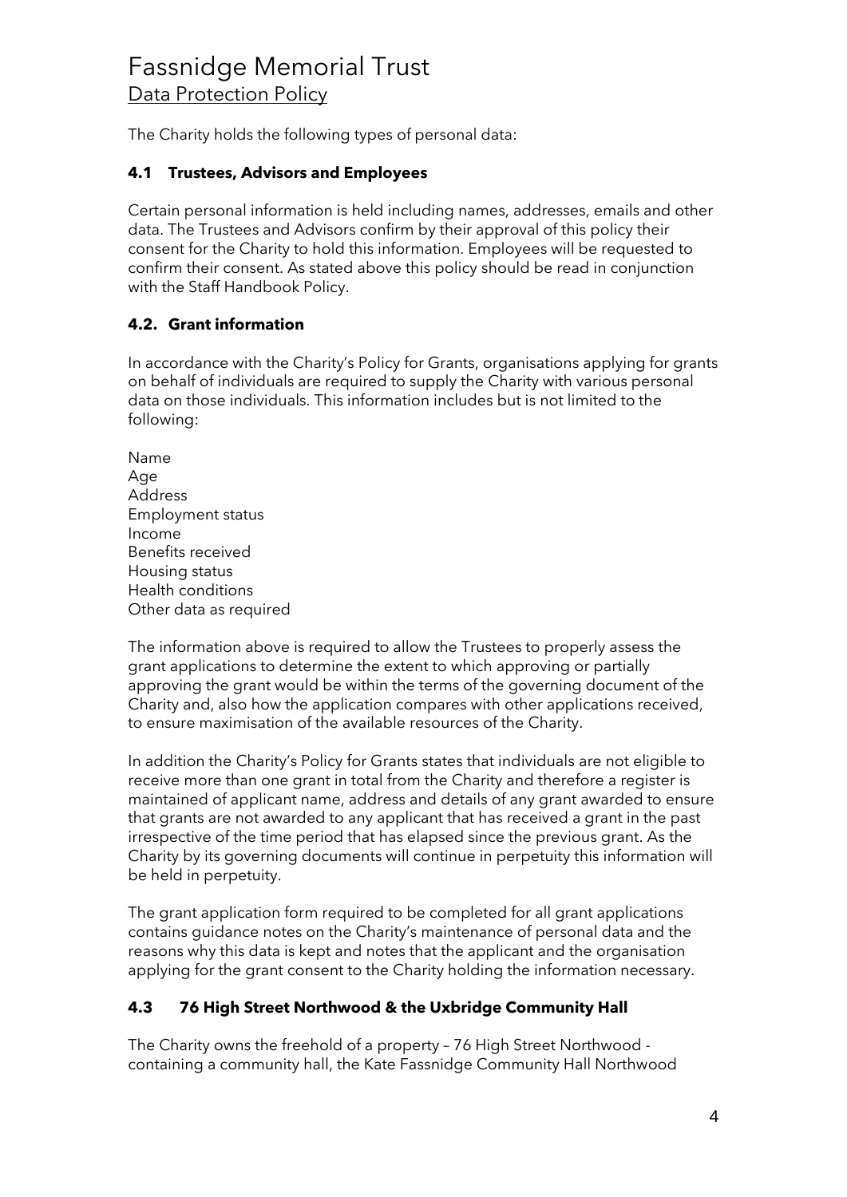# Fassnidge Memorial Trust

## Data Protection Policy

The Charity holds the following types of personal data:

### 4.1 Trustees, Advisors and Employees

Certain personal information is held including names, addresses, emails and other data. The Trustees and Advisors confirm by their approval of this policy their consent for the Charity to hold this information. Employees will be requested to confirm their consent. As stated above this policy should be read in conjunction with the Staff Handbook Policy.

### 4.2. Grant information

In accordance with the Charity's Policy for Grants, organisations applying for grants on behalf of individuals are required to supply the Charity with various personal data on those individuals. This information includes but is not limited to the following:

Name
Age
Address
Employment status
Income
Benefits received
Housing status
Health conditions
Other data as required

The information above is required to allow the Trustees to properly assess the grant applications to determine the extent to which approving or partially approving the grant would be within the terms of the governing document of the Charity and, also how the application compares with other applications received, to ensure maximisation of the available resources of the Charity.

In addition the Charity's Policy for Grants states that individuals are not eligible to receive more than one grant in total from the Charity and therefore a register is maintained of applicant name, address and details of any grant awarded to ensure that grants are not awarded to any applicant that has received a grant in the past irrespective of the time period that has elapsed since the previous grant. As the Charity by its governing documents will continue in perpetuity this information will be held in perpetuity.

The grant application form required to be completed for all grant applications contains guidance notes on the Charity's maintenance of personal data and the reasons why this data is kept and notes that the applicant and the organisation applying for the grant consent to the Charity holding the information necessary.

### 4.3 76 High Street Northwood & the Uxbridge Community Hall

The Charity owns the freehold of a property – 76 High Street Northwood - containing a community hall, the Kate Fassnidge Community Hall Northwood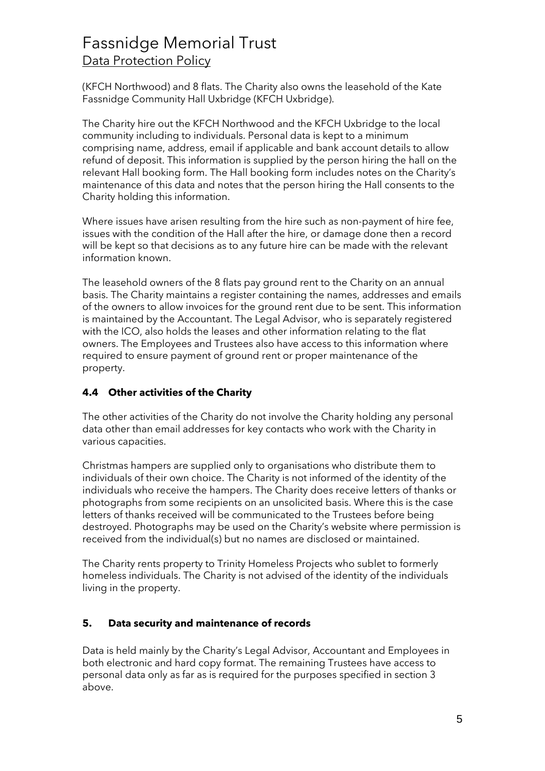(KFCH Northwood) and 8 flats. The Charity also owns the leasehold of the Kate Fassnidge Community Hall Uxbridge (KFCH Uxbridge).

The Charity hire out the KFCH Northwood and the KFCH Uxbridge to the local community including to individuals. Personal data is kept to a minimum comprising name, address, email if applicable and bank account details to allow refund of deposit. This information is supplied by the person hiring the hall on the relevant Hall booking form. The Hall booking form includes notes on the Charity's maintenance of this data and notes that the person hiring the Hall consents to the Charity holding this information.

Where issues have arisen resulting from the hire such as non-payment of hire fee, issues with the condition of the Hall after the hire, or damage done then a record will be kept so that decisions as to any future hire can be made with the relevant information known.

The leasehold owners of the 8 flats pay ground rent to the Charity on an annual basis. The Charity maintains a register containing the names, addresses and emails of the owners to allow invoices for the ground rent due to be sent. This information is maintained by the Accountant. The Legal Advisor, who is separately registered with the ICO, also holds the leases and other information relating to the flat owners. The Employees and Trustees also have access to this information where required to ensure payment of ground rent or proper maintenance of the property.

### 4.4 Other activities of the Charity

The other activities of the Charity do not involve the Charity holding any personal data other than email addresses for key contacts who work with the Charity in various capacities.

Christmas hampers are supplied only to organisations who distribute them to individuals of their own choice. The Charity is not informed of the identity of the individuals who receive the hampers. The Charity does receive letters of thanks or photographs from some recipients on an unsolicited basis. Where this is the case letters of thanks received will be communicated to the Trustees before being destroyed. Photographs may be used on the Charity's website where permission is received from the individual(s) but no names are disclosed or maintained.

The Charity rents property to Trinity Homeless Projects who sublet to formerly homeless individuals. The Charity is not advised of the identity of the individuals living in the property.

## 5. Data security and maintenance of records

Data is held mainly by the Charity's Legal Advisor, Accountant and Employees in both electronic and hard copy format. The remaining Trustees have access to personal data only as far as is required for the purposes specified in section 3 above.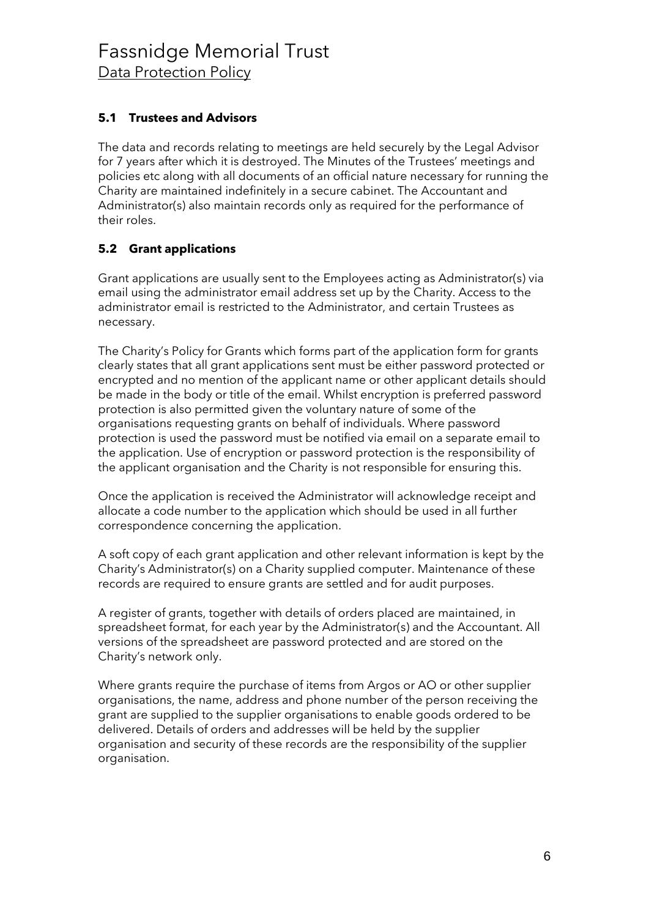### 5.1 Trustees and Advisors

The data and records relating to meetings are held securely by the Legal Advisor for 7 years after which it is destroyed. The Minutes of the Trustees' meetings and policies etc along with all documents of an official nature necessary for running the Charity are maintained indefinitely in a secure cabinet. The Accountant and Administrator(s) also maintain records only as required for the performance of their roles.

### 5.2 Grant applications

Grant applications are usually sent to the Employees acting as Administrator(s) via email using the administrator email address set up by the Charity. Access to the administrator email is restricted to the Administrator, and certain Trustees as necessary.

The Charity's Policy for Grants which forms part of the application form for grants clearly states that all grant applications sent must be either password protected or encrypted and no mention of the applicant name or other applicant details should be made in the body or title of the email. Whilst encryption is preferred password protection is also permitted given the voluntary nature of some of the organisations requesting grants on behalf of individuals. Where password protection is used the password must be notified via email on a separate email to the application. Use of encryption or password protection is the responsibility of the applicant organisation and the Charity is not responsible for ensuring this.

Once the application is received the Administrator will acknowledge receipt and allocate a code number to the application which should be used in all further correspondence concerning the application.

A soft copy of each grant application and other relevant information is kept by the Charity's Administrator(s) on a Charity supplied computer. Maintenance of these records are required to ensure grants are settled and for audit purposes.

A register of grants, together with details of orders placed are maintained, in spreadsheet format, for each year by the Administrator(s) and the Accountant. All versions of the spreadsheet are password protected and are stored on the Charity's network only.

Where grants require the purchase of items from Argos or AO or other supplier organisations, the name, address and phone number of the person receiving the grant are supplied to the supplier organisations to enable goods ordered to be delivered. Details of orders and addresses will be held by the supplier organisation and security of these records are the responsibility of the supplier organisation.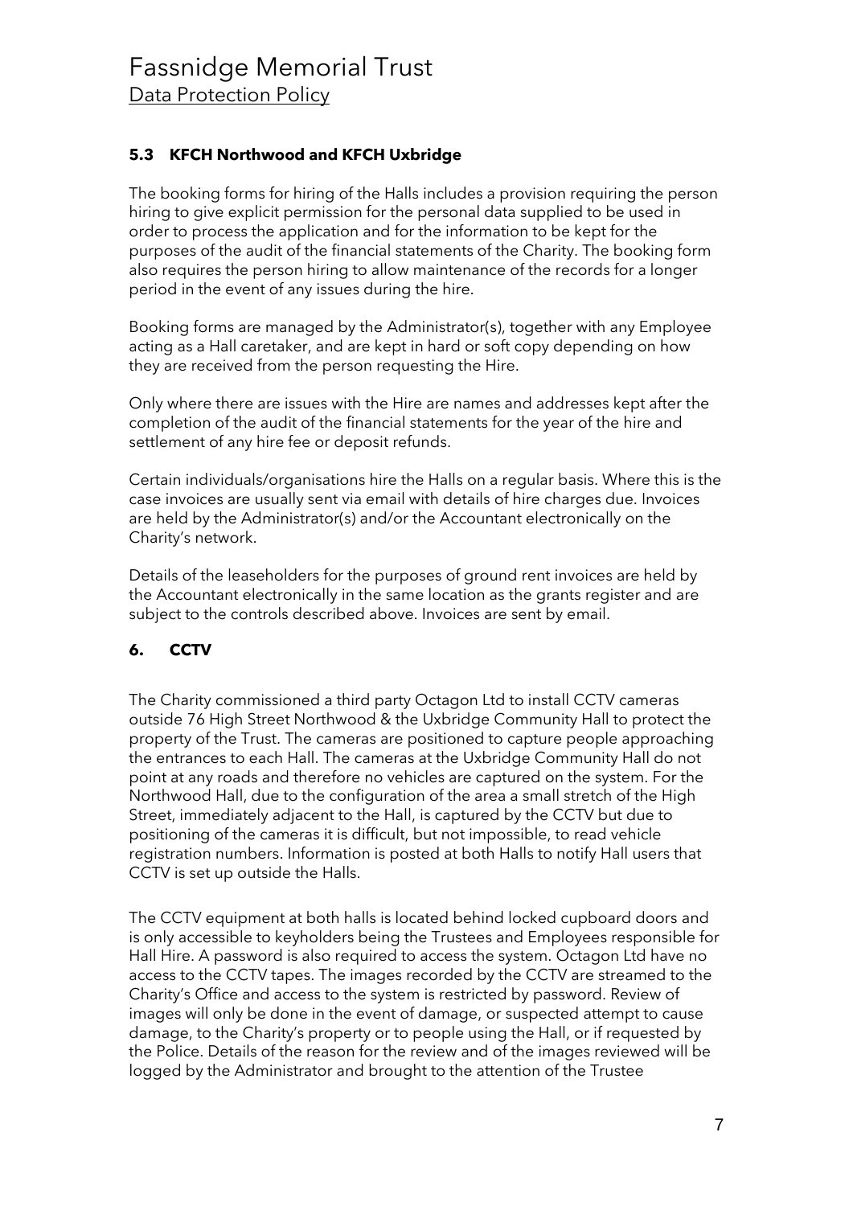### 5.3 KFCH Northwood and KFCH Uxbridge

The booking forms for hiring of the Halls includes a provision requiring the person hiring to give explicit permission for the personal data supplied to be used in order to process the application and for the information to be kept for the purposes of the audit of the financial statements of the Charity. The booking form also requires the person hiring to allow maintenance of the records for a longer period in the event of any issues during the hire.

Booking forms are managed by the Administrator(s), together with any Employee acting as a Hall caretaker, and are kept in hard or soft copy depending on how they are received from the person requesting the Hire.

Only where there are issues with the Hire are names and addresses kept after the completion of the audit of the financial statements for the year of the hire and settlement of any hire fee or deposit refunds.

Certain individuals/organisations hire the Halls on a regular basis. Where this is the case invoices are usually sent via email with details of hire charges due. Invoices are held by the Administrator(s) and/or the Accountant electronically on the Charity's network.

Details of the leaseholders for the purposes of ground rent invoices are held by the Accountant electronically in the same location as the grants register and are subject to the controls described above. Invoices are sent by email.

## 6. CCTV

The Charity commissioned a third party Octagon Ltd to install CCTV cameras outside 76 High Street Northwood & the Uxbridge Community Hall to protect the property of the Trust. The cameras are positioned to capture people approaching the entrances to each Hall. The cameras at the Uxbridge Community Hall do not point at any roads and therefore no vehicles are captured on the system. For the Northwood Hall, due to the configuration of the area a small stretch of the High Street, immediately adjacent to the Hall, is captured by the CCTV but due to positioning of the cameras it is difficult, but not impossible, to read vehicle registration numbers. Information is posted at both Halls to notify Hall users that CCTV is set up outside the Halls.

The CCTV equipment at both halls is located behind locked cupboard doors and is only accessible to keyholders being the Trustees and Employees responsible for Hall Hire. A password is also required to access the system. Octagon Ltd have no access to the CCTV tapes. The images recorded by the CCTV are streamed to the Charity's Office and access to the system is restricted by password. Review of images will only be done in the event of damage, or suspected attempt to cause damage, to the Charity's property or to people using the Hall, or if requested by the Police. Details of the reason for the review and of the images reviewed will be logged by the Administrator and brought to the attention of the Trustee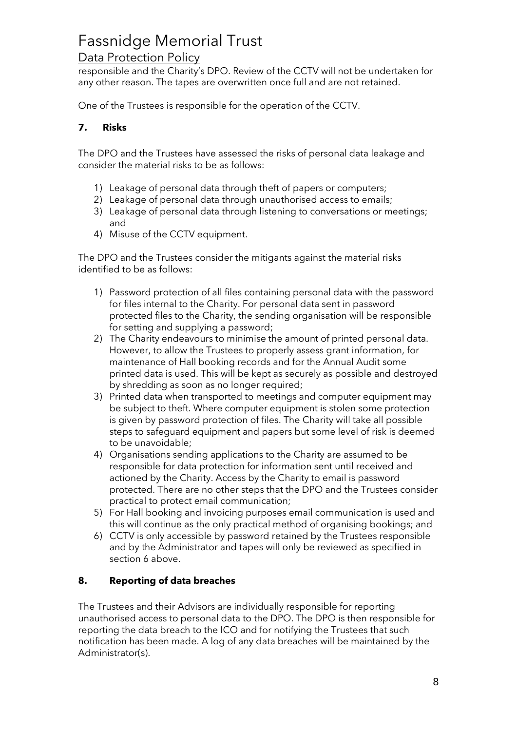responsible and the Charity's DPO. Review of the CCTV will not be undertaken for any other reason. The tapes are overwritten once full and are not retained.

One of the Trustees is responsible for the operation of the CCTV.

## 7. Risks

The DPO and the Trustees have assessed the risks of personal data leakage and consider the material risks to be as follows:

1) Leakage of personal data through theft of papers or computers;
2) Leakage of personal data through unauthorised access to emails;
3) Leakage of personal data through listening to conversations or meetings; and
4) Misuse of the CCTV equipment.

The DPO and the Trustees consider the mitigants against the material risks identified to be as follows:

1) Password protection of all files containing personal data with the password for files internal to the Charity. For personal data sent in password protected files to the Charity, the sending organisation will be responsible for setting and supplying a password;
2) The Charity endeavours to minimise the amount of printed personal data. However, to allow the Trustees to properly assess grant information, for maintenance of Hall booking records and for the Annual Audit some printed data is used. This will be kept as securely as possible and destroyed by shredding as soon as no longer required;
3) Printed data when transported to meetings and computer equipment may be subject to theft. Where computer equipment is stolen some protection is given by password protection of files. The Charity will take all possible steps to safeguard equipment and papers but some level of risk is deemed to be unavoidable;
4) Organisations sending applications to the Charity are assumed to be responsible for data protection for information sent until received and actioned by the Charity. Access by the Charity to email is password protected. There are no other steps that the DPO and the Trustees consider practical to protect email communication;
5) For Hall booking and invoicing purposes email communication is used and this will continue as the only practical method of organising bookings; and
6) CCTV is only accessible by password retained by the Trustees responsible and by the Administrator and tapes will only be reviewed as specified in section 6 above.

## 8. Reporting of data breaches

The Trustees and their Advisors are individually responsible for reporting unauthorised access to personal data to the DPO. The DPO is then responsible for reporting the data breach to the ICO and for notifying the Trustees that such notification has been made. A log of any data breaches will be maintained by the Administrator(s).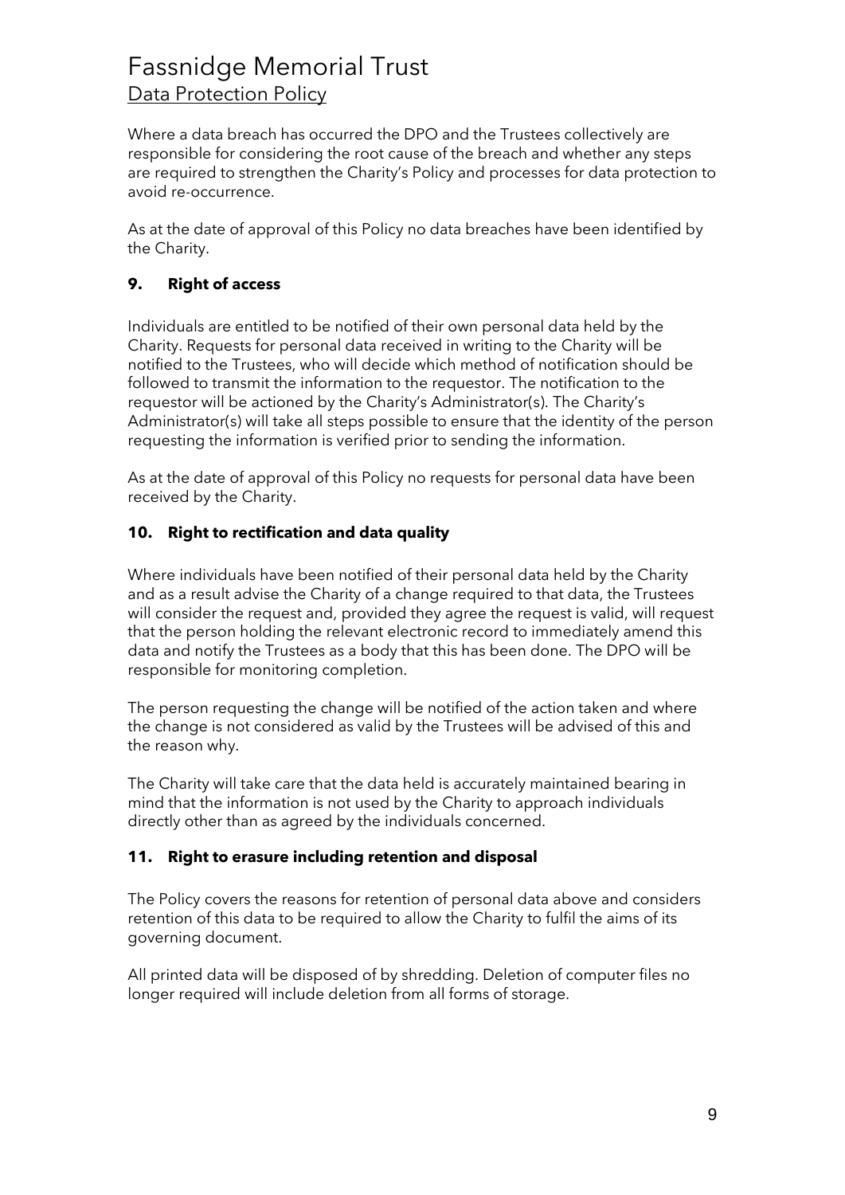Where a data breach has occurred the DPO and the Trustees collectively are responsible for considering the root cause of the breach and whether any steps are required to strengthen the Charity's Policy and processes for data protection to avoid re-occurrence.

As at the date of approval of this Policy no data breaches have been identified by the Charity.

## 9. Right of access

Individuals are entitled to be notified of their own personal data held by the Charity. Requests for personal data received in writing to the Charity will be notified to the Trustees, who will decide which method of notification should be followed to transmit the information to the requestor. The notification to the requestor will be actioned by the Charity's Administrator(s). The Charity's Administrator(s) will take all steps possible to ensure that the identity of the person requesting the information is verified prior to sending the information.

As at the date of approval of this Policy no requests for personal data have been received by the Charity.

## 10. Right to rectification and data quality

Where individuals have been notified of their personal data held by the Charity and as a result advise the Charity of a change required to that data, the Trustees will consider the request and, provided they agree the request is valid, will request that the person holding the relevant electronic record to immediately amend this data and notify the Trustees as a body that this has been done. The DPO will be responsible for monitoring completion.

The person requesting the change will be notified of the action taken and where the change is not considered as valid by the Trustees will be advised of this and the reason why.

The Charity will take care that the data held is accurately maintained bearing in mind that the information is not used by the Charity to approach individuals directly other than as agreed by the individuals concerned.

## 11. Right to erasure including retention and disposal

The Policy covers the reasons for retention of personal data above and considers retention of this data to be required to allow the Charity to fulfil the aims of its governing document.

All printed data will be disposed of by shredding. Deletion of computer files no longer required will include deletion from all forms of storage.